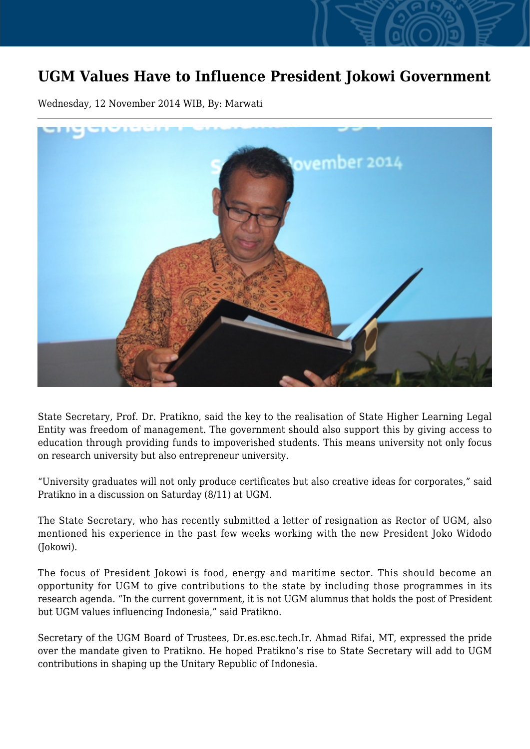# UGM Values Have to Influence President Jokowi Government

Wednesday, 12 November 2014 WIB, By: Marwati

State Secretary, Prof. Dr. Pratikno, said the key to the realisation of State Higher Learning Legal Entity was freedom of management. The government should also support this by giving access to education through providing funds to impoverished students. This means university not only focus on research university but also entrepreneur university.

"University graduates will not only produce certificates but also creative ideas for corporates," said Pratikno in a discussion on Saturday (8/11) at UGM.

The State Secretary, who has recently submitted a letter of resignation as Rector of UGM, also mentioned his experience in the past few weeks working with the new President Joko Widodo (Jokowi).

The focus of President Jokowi is food, energy and maritime sector. This should become an opportunity for UGM to give contributions to the state by including those programmes in its research agenda. "In the current government, it is not UGM alumnus that holds the post of President but UGM values influencing Indonesia," said Pratikno.

Secretary of the UGM Board of Trustees, Dr.es.esc.tech.Ir. Ahmad Rifai, MT, expressed the pride over the mandate given to Pratikno. He hoped Pratikno's rise to State Secretary will add to UGM contributions in shaping up the Unitary Republic of Indonesia.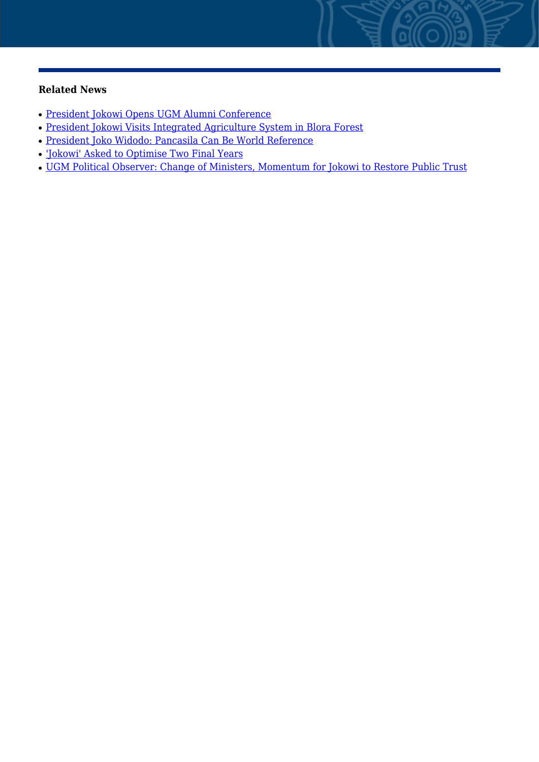#### Related News

- President Jokowi Opens UGM Alumni Conference
- President Jokowi Visits Integrated Agriculture System in Blora Forest
- President Joko Widodo: Pancasila Can Be World Reference
- 'Jokowi' Asked to Optimise Two Final Years
- UGM Political Observer: Change of Ministers, Momentum for Jokowi to Restore Public Trust